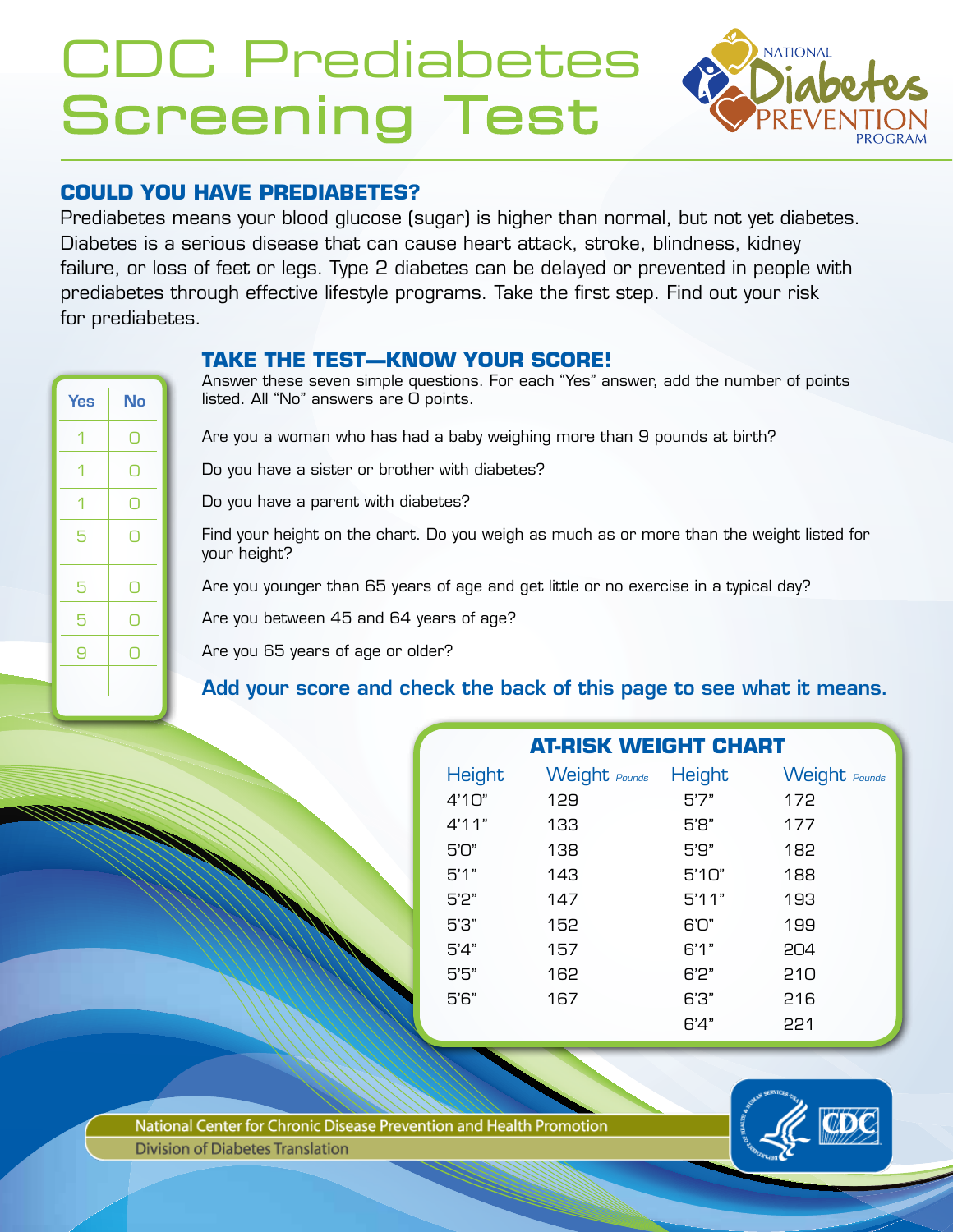# CDC Prediabetes Screening Test

National Diabetes Prevention Program

## COULD YOU HAVE PREDIABETES?

Prediabetes means your blood glucose (sugar) is higher than normal, but not yet diabetes. Diabetes is a serious disease that can cause heart attack, stroke, blindness, kidney failure, or loss of feet or legs. Type 2 diabetes can be delayed or prevented in people with prediabetes through effective lifestyle programs. Take the first step. Find out your risk for prediabetes.

## TAKE THE TEST—KNOW YOUR SCORE!

Answer these seven simple questions. For each "Yes" answer, add the number of points listed. All "No" answers are 0 points.

| Question | Yes | No |
|---|---|---|
| Are you a woman who has had a baby weighing more than 9 pounds at birth? | 1 | 0 |
| Do you have a sister or brother with diabetes? | 1 | 0 |
| Do you have a parent with diabetes? | 1 | 0 |
| Find your height on the chart. Do you weigh as much as or more than the weight listed for your height? | 5 | 0 |
| Are you younger than 65 years of age and get little or no exercise in a typical day? | 5 | 0 |
| Are you between 45 and 64 years of age? | 5 | 0 |
| Are you 65 years of age or older? | 9 | 0 |
| | | |

**Add your score and check the back of this page to see what it means.**

### AT-RISK WEIGHT CHART

| Height | Weight *Pounds* | Height | Weight *Pounds* |
|---|---|---|---|
| 4'10" | 129 | 5'7" | 172 |
| 4'11" | 133 | 5'8" | 177 |
| 5'0" | 138 | 5'9" | 182 |
| 5'1" | 143 | 5'10" | 188 |
| 5'2" | 147 | 5'11" | 193 |
| 5'3" | 152 | 6'0" | 199 |
| 5'4" | 157 | 6'1" | 204 |
| 5'5" | 162 | 6'2" | 210 |
| 5'6" | 167 | 6'3" | 216 |
| | | 6'4" | 221 |

National Center for Chronic Disease Prevention and Health Promotion
Division of Diabetes Translation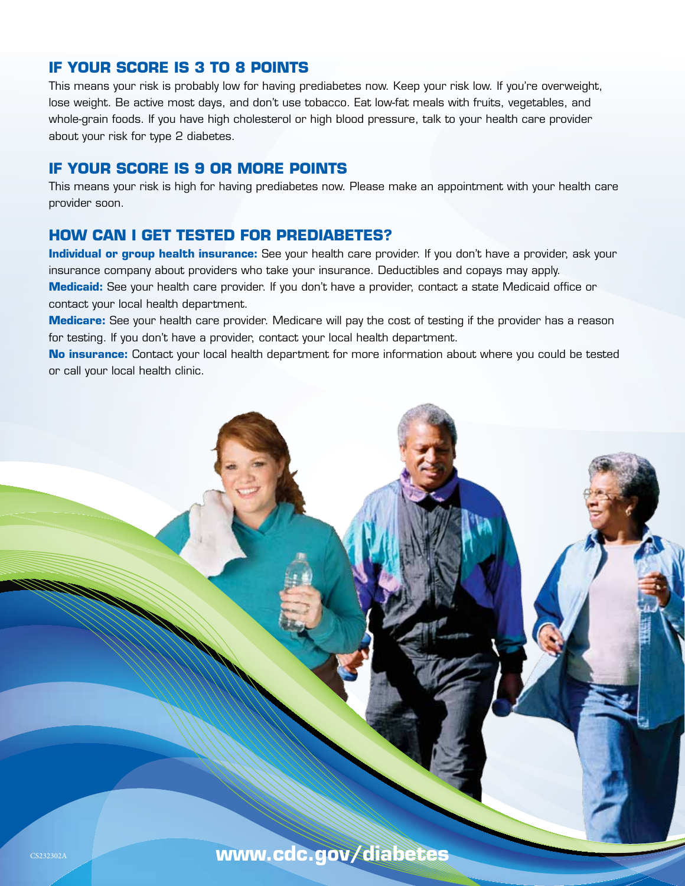## IF YOUR SCORE IS 3 TO 8 POINTS

This means your risk is probably low for having prediabetes now. Keep your risk low. If you're overweight, lose weight. Be active most days, and don't use tobacco. Eat low-fat meals with fruits, vegetables, and whole-grain foods. If you have high cholesterol or high blood pressure, talk to your health care provider about your risk for type 2 diabetes.

## IF YOUR SCORE IS 9 OR MORE POINTS

This means your risk is high for having prediabetes now. Please make an appointment with your health care provider soon.

## HOW CAN I GET TESTED FOR PREDIABETES?

**Individual or group health insurance:** See your health care provider. If you don't have a provider, ask your insurance company about providers who take your insurance. Deductibles and copays may apply.

**Medicaid:** See your health care provider. If you don't have a provider, contact a state Medicaid office or contact your local health department.

**Medicare:** See your health care provider. Medicare will pay the cost of testing if the provider has a reason for testing. If you don't have a provider, contact your local health department.

**No insurance:** Contact your local health department for more information about where you could be tested or call your local health clinic.

CS232302A

**www.cdc.gov/diabetes**